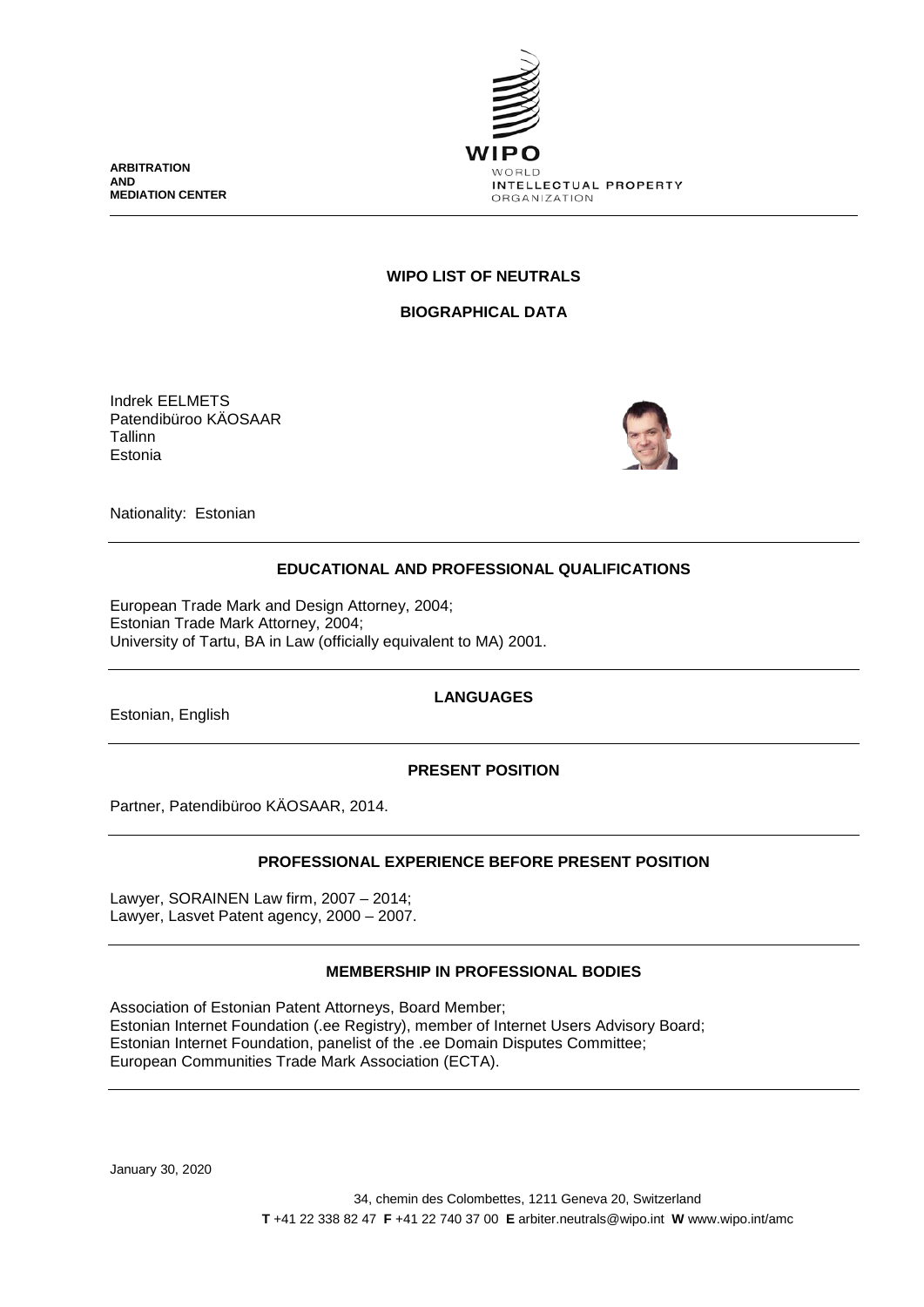ARBITRATION AND MEDIATION CENTER

WIPO WORLD INTELLECTUAL PROPERTY ORGANIZATION

## WIPO LIST OF NEUTRALS

### BIOGRAPHICAL DATA

Indrek EELMETS
Patendibüroo KÄOSAAR
Tallinn
Estonia

Nationality: Estonian

### EDUCATIONAL AND PROFESSIONAL QUALIFICATIONS

European Trade Mark and Design Attorney, 2004;
Estonian Trade Mark Attorney, 2004;
University of Tartu, BA in Law (officially equivalent to MA) 2001.

### LANGUAGES

Estonian, English

### PRESENT POSITION

Partner, Patendibüroo KÄOSAAR, 2014.

### PROFESSIONAL EXPERIENCE BEFORE PRESENT POSITION

Lawyer, SORAINEN Law firm, 2007 – 2014;
Lawyer, Lasvet Patent agency, 2000 – 2007.

### MEMBERSHIP IN PROFESSIONAL BODIES

Association of Estonian Patent Attorneys, Board Member;
Estonian Internet Foundation (.ee Registry), member of Internet Users Advisory Board;
Estonian Internet Foundation, panelist of the .ee Domain Disputes Committee;
European Communities Trade Mark Association (ECTA).

January 30, 2020

34, chemin des Colombettes, 1211 Geneva 20, Switzerland
**T** +41 22 338 82 47 **F** +41 22 740 37 00 **E** arbiter.neutrals@wipo.int **W** www.wipo.int/amc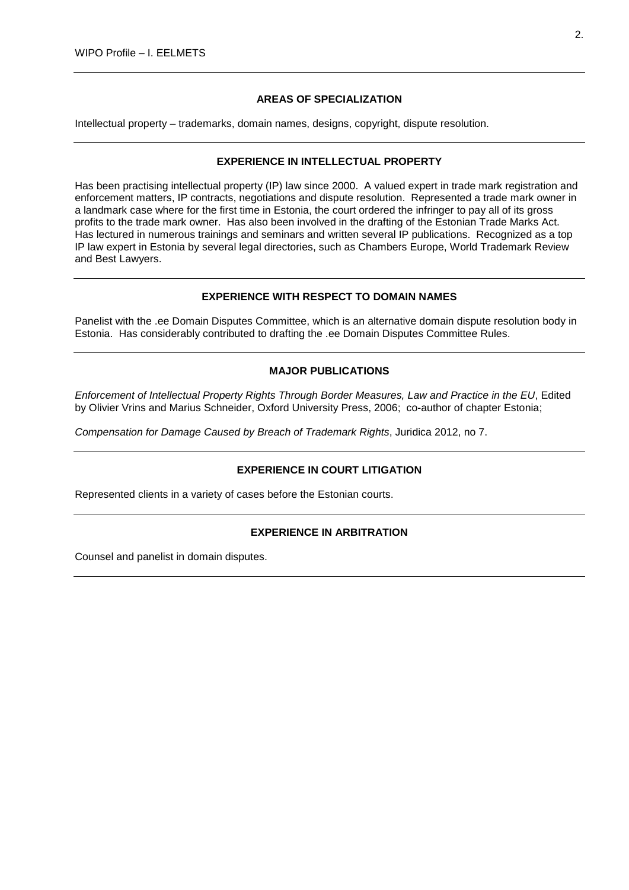## AREAS OF SPECIALIZATION

Intellectual property – trademarks, domain names, designs, copyright, dispute resolution.

## EXPERIENCE IN INTELLECTUAL PROPERTY

Has been practising intellectual property (IP) law since 2000. A valued expert in trade mark registration and enforcement matters, IP contracts, negotiations and dispute resolution. Represented a trade mark owner in a landmark case where for the first time in Estonia, the court ordered the infringer to pay all of its gross profits to the trade mark owner. Has also been involved in the drafting of the Estonian Trade Marks Act. Has lectured in numerous trainings and seminars and written several IP publications. Recognized as a top IP law expert in Estonia by several legal directories, such as Chambers Europe, World Trademark Review and Best Lawyers.

## EXPERIENCE WITH RESPECT TO DOMAIN NAMES

Panelist with the .ee Domain Disputes Committee, which is an alternative domain dispute resolution body in Estonia. Has considerably contributed to drafting the .ee Domain Disputes Committee Rules.

## MAJOR PUBLICATIONS

*Enforcement of Intellectual Property Rights Through Border Measures, Law and Practice in the EU*, Edited by Olivier Vrins and Marius Schneider, Oxford University Press, 2006; co-author of chapter Estonia;

*Compensation for Damage Caused by Breach of Trademark Rights*, Juridica 2012, no 7.

## EXPERIENCE IN COURT LITIGATION

Represented clients in a variety of cases before the Estonian courts.

## EXPERIENCE IN ARBITRATION

Counsel and panelist in domain disputes.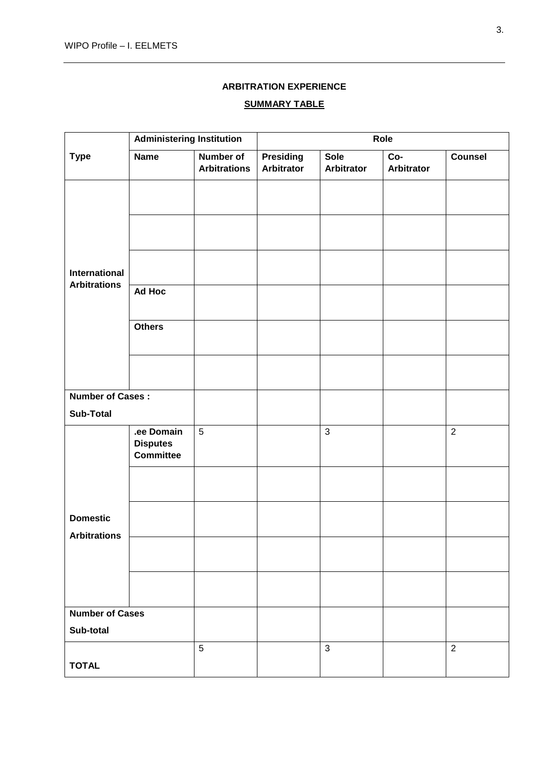**ARBITRATION EXPERIENCE**

**SUMMARY TABLE**

| | Administering Institution | | Role | | | |
|---|---|---|---|---|---|---|
| **Type** | **Name** | **Number of Arbitrations** | **Presiding Arbitrator** | **Sole Arbitrator** | **Co-Arbitrator** | **Counsel** |
| **International Arbitrations** | | | | | | |
| | | | | | | |
| | | | | | | |
| | **Ad Hoc** | | | | | |
| | **Others** | | | | | |
| | | | | | | |
| **Number of Cases : Sub-Total** | | | | | | |
| **Domestic Arbitrations** | **.ee Domain Disputes Committee** | 5 | | 3 | | 2 |
| | | | | | | |
| | | | | | | |
| | | | | | | |
| | | | | | | |
| **Number of Cases Sub-total** | | | | | | |
| **TOTAL** | | 5 | | 3 | | 2 |